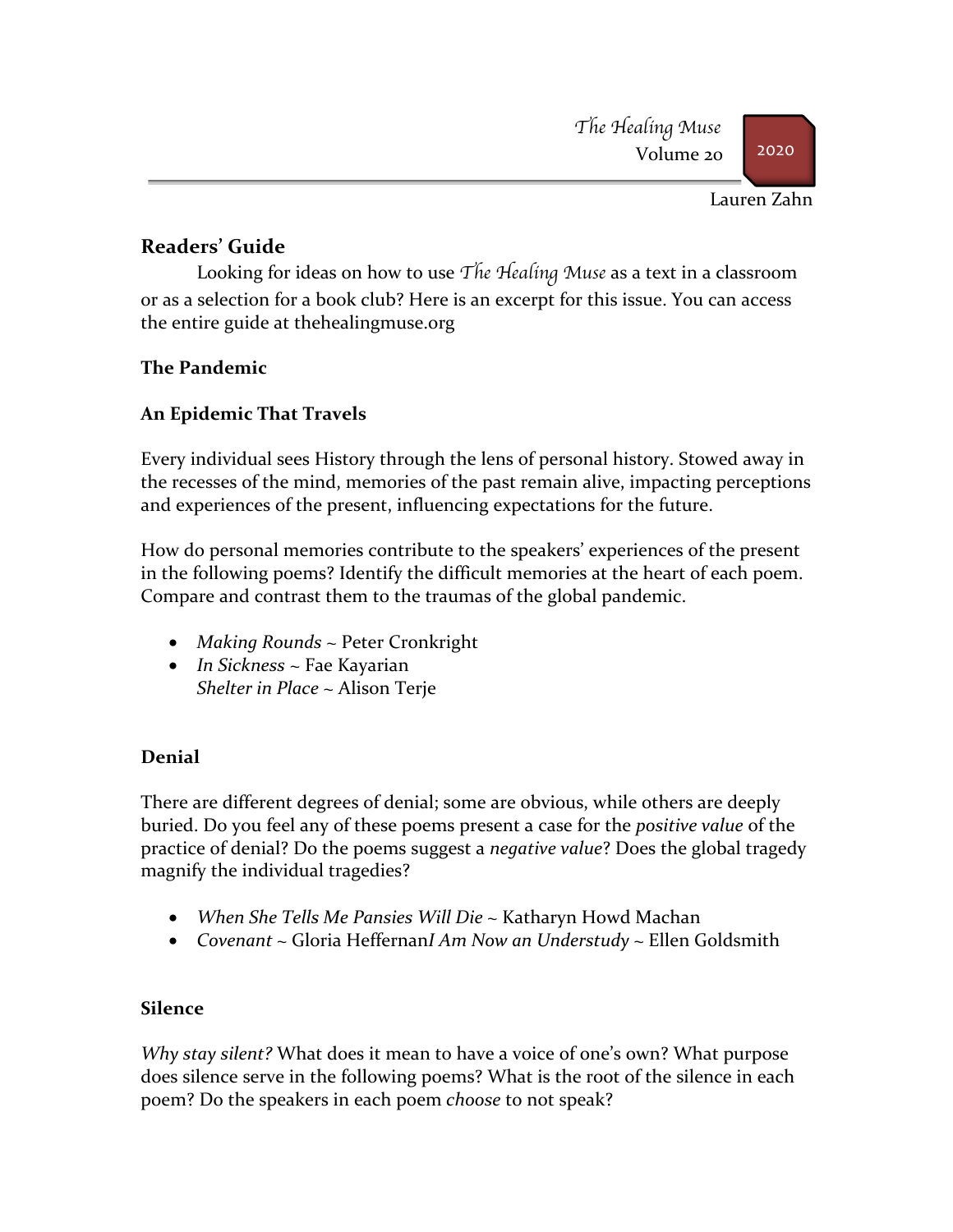*The Healing Muse*
Volume 20

2020

Lauren Zahn

## Readers' Guide

Looking for ideas on how to use *The Healing Muse* as a text in a classroom or as a selection for a book club? Here is an excerpt for this issue. You can access the entire guide at thehealingmuse.org

### The Pandemic

### An Epidemic That Travels

Every individual sees History through the lens of personal history. Stowed away in the recesses of the mind, memories of the past remain alive, impacting perceptions and experiences of the present, influencing expectations for the future.

How do personal memories contribute to the speakers' experiences of the present in the following poems? Identify the difficult memories at the heart of each poem. Compare and contrast them to the traumas of the global pandemic.

- *Making Rounds* ~ Peter Cronkright
- *In Sickness* ~ Fae Kayarian
  *Shelter in Place* ~ Alison Terje

### Denial

There are different degrees of denial; some are obvious, while others are deeply buried. Do you feel any of these poems present a case for the *positive value* of the practice of denial? Do the poems suggest a *negative value*? Does the global tragedy magnify the individual tragedies?

- *When She Tells Me Pansies Will Die* ~ Katharyn Howd Machan
- *Covenant* ~ Gloria Heffernan*I Am Now an Understudy* ~ Ellen Goldsmith

### Silence

*Why stay silent?* What does it mean to have a voice of one's own? What purpose does silence serve in the following poems? What is the root of the silence in each poem? Do the speakers in each poem *choose* to not speak?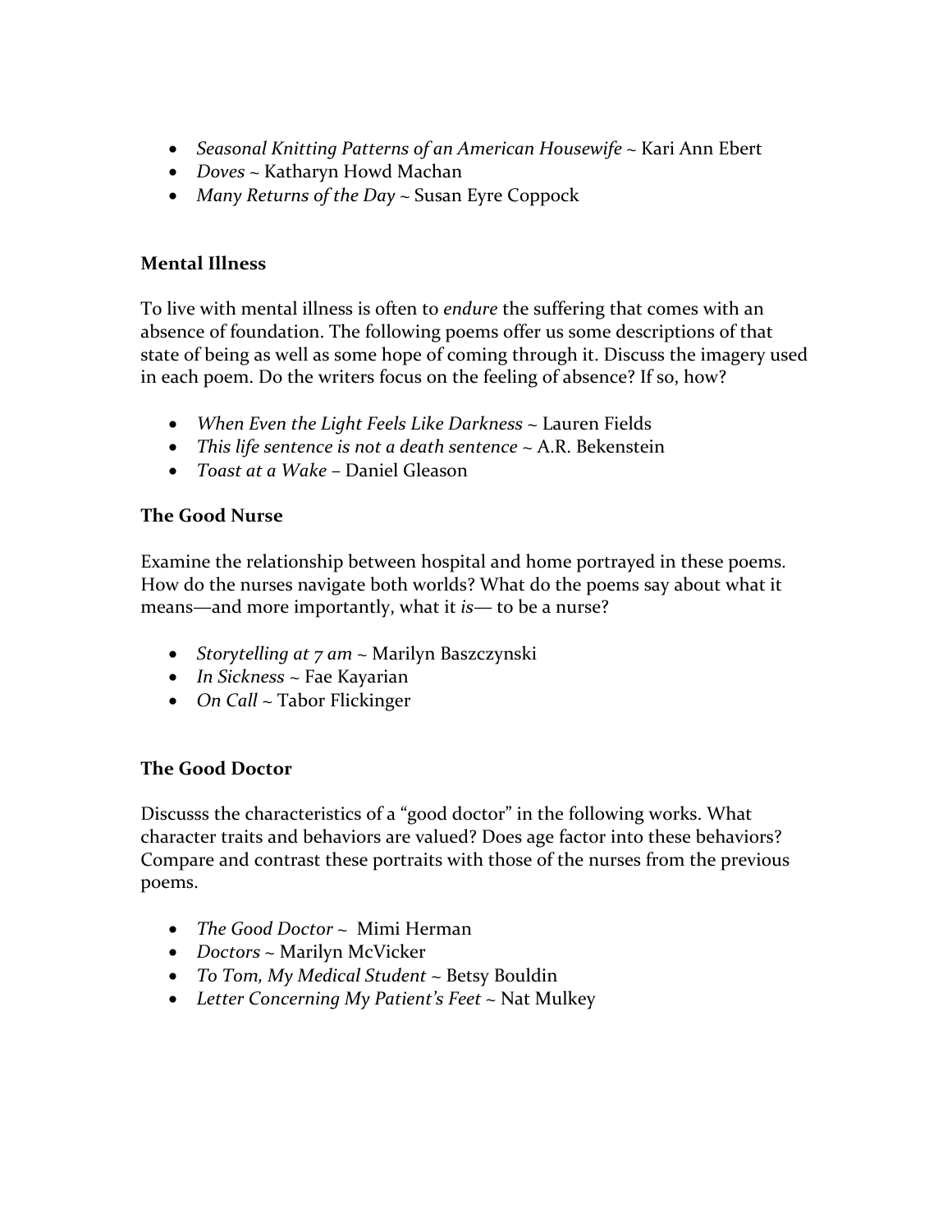- *Seasonal Knitting Patterns of an American Housewife* ~ Kari Ann Ebert
- *Doves* ~ Katharyn Howd Machan
- *Many Returns of the Day* ~ Susan Eyre Coppock

**Mental Illness**

To live with mental illness is often to *endure* the suffering that comes with an absence of foundation. The following poems offer us some descriptions of that state of being as well as some hope of coming through it. Discuss the imagery used in each poem. Do the writers focus on the feeling of absence? If so, how?

- *When Even the Light Feels Like Darkness* ~ Lauren Fields
- *This life sentence is not a death sentence* ~ A.R. Bekenstein
- *Toast at a Wake* – Daniel Gleason

**The Good Nurse**

Examine the relationship between hospital and home portrayed in these poems. How do the nurses navigate both worlds? What do the poems say about what it means—and more importantly, what it *is*— to be a nurse?

- *Storytelling at 7 am* ~ Marilyn Baszczynski
- *In Sickness* ~ Fae Kayarian
- *On Call* ~ Tabor Flickinger

**The Good Doctor**

Discusss the characteristics of a "good doctor" in the following works. What character traits and behaviors are valued? Does age factor into these behaviors? Compare and contrast these portraits with those of the nurses from the previous poems.

- *The Good Doctor* ~ Mimi Herman
- *Doctors* ~ Marilyn McVicker
- *To Tom, My Medical Student* ~ Betsy Bouldin
- *Letter Concerning My Patient's Feet* ~ Nat Mulkey